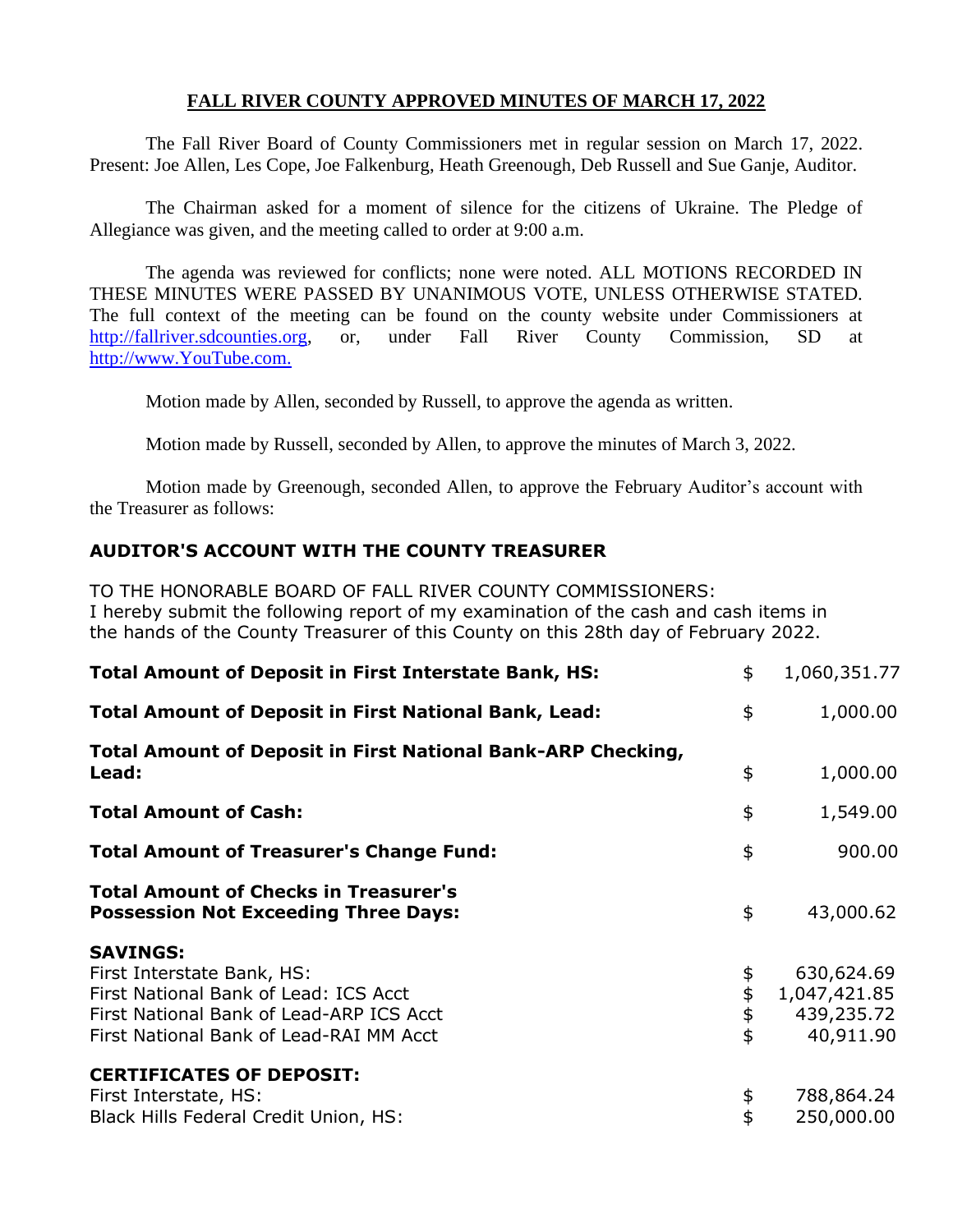## FALL RIVER COUNTY APPROVED MINUTES OF MARCH 17, 2022

The Fall River Board of County Commissioners met in regular session on March 17, 2022. Present: Joe Allen, Les Cope, Joe Falkenburg, Heath Greenough, Deb Russell and Sue Ganje, Auditor.

The Chairman asked for a moment of silence for the citizens of Ukraine. The Pledge of Allegiance was given, and the meeting called to order at 9:00 a.m.

The agenda was reviewed for conflicts; none were noted. ALL MOTIONS RECORDED IN THESE MINUTES WERE PASSED BY UNANIMOUS VOTE, UNLESS OTHERWISE STATED. The full context of the meeting can be found on the county website under Commissioners at http://fallriver.sdcounties.org, or, under Fall River County Commission, SD at http://www.YouTube.com.

Motion made by Allen, seconded by Russell, to approve the agenda as written.

Motion made by Russell, seconded by Allen, to approve the minutes of March 3, 2022.

Motion made by Greenough, seconded Allen, to approve the February Auditor's account with the Treasurer as follows:

### AUDITOR'S ACCOUNT WITH THE COUNTY TREASURER

TO THE HONORABLE BOARD OF FALL RIVER COUNTY COMMISSIONERS:
I hereby submit the following report of my examination of the cash and cash items in the hands of the County Treasurer of this County on this 28th day of February 2022.

| | | |
|---|---|---|
| **Total Amount of Deposit in First Interstate Bank, HS:** | $ | 1,060,351.77 |
| **Total Amount of Deposit in First National Bank, Lead:** | $ | 1,000.00 |
| **Total Amount of Deposit in First National Bank-ARP Checking, Lead:** | $ | 1,000.00 |
| **Total Amount of Cash:** | $ | 1,549.00 |
| **Total Amount of Treasurer's Change Fund:** | $ | 900.00 |
| **Total Amount of Checks in Treasurer's Possession Not Exceeding Three Days:** | $ | 43,000.62 |
| **SAVINGS:** | | |
| First Interstate Bank, HS: | $ | 630,624.69 |
| First National Bank of Lead: ICS Acct | $ | 1,047,421.85 |
| First National Bank of Lead-ARP ICS Acct | $ | 439,235.72 |
| First National Bank of Lead-RAI MM Acct | $ | 40,911.90 |
| **CERTIFICATES OF DEPOSIT:** | | |
| First Interstate, HS: | $ | 788,864.24 |
| Black Hills Federal Credit Union, HS: | $ | 250,000.00 |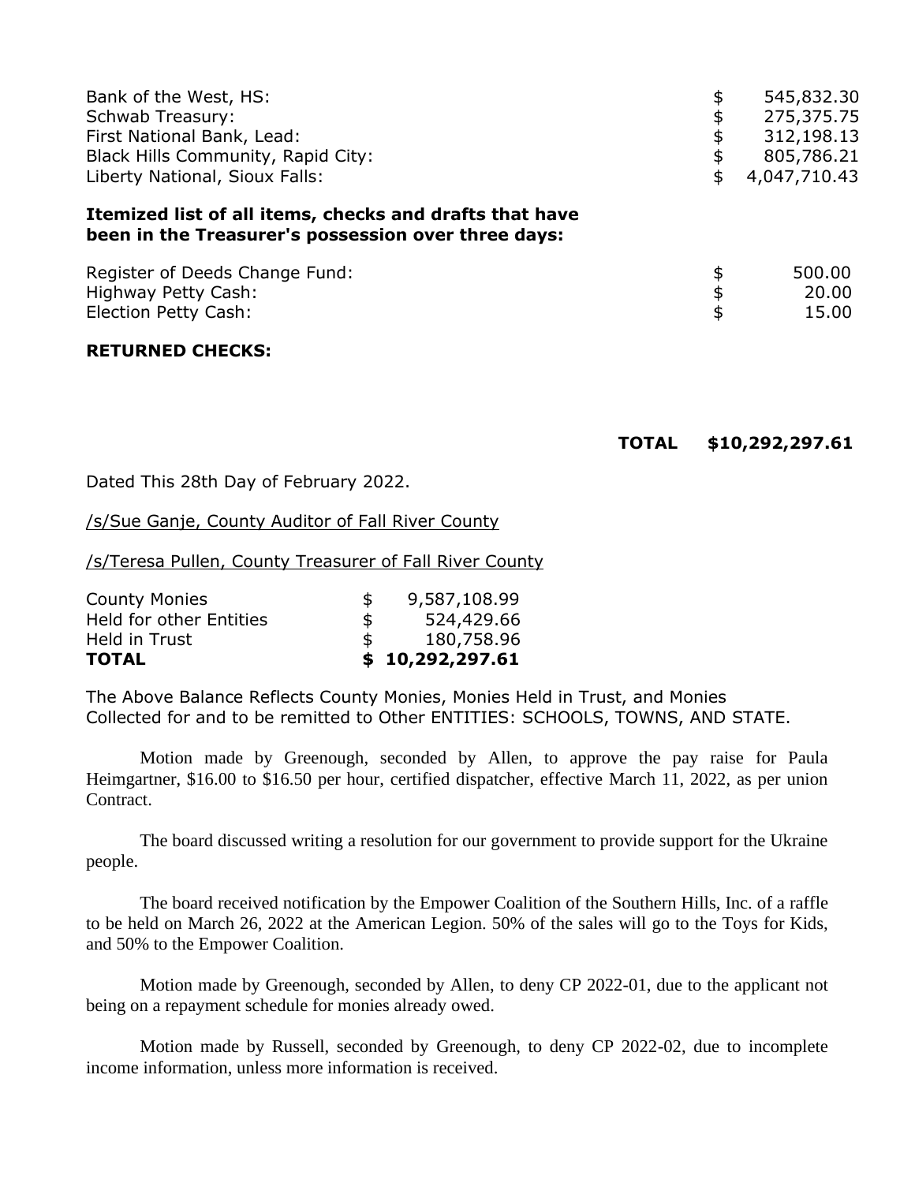| | | |
|---|---|---|
| Bank of the West, HS: | $ | 545,832.30 |
| Schwab Treasury: | $ | 275,375.75 |
| First National Bank, Lead: | $ | 312,198.13 |
| Black Hills Community, Rapid City: | $ | 805,786.21 |
| Liberty National, Sioux Falls: | $ | 4,047,710.43 |

**Itemized list of all items, checks and drafts that have been in the Treasurer's possession over three days:**

| | | |
|---|---|---|
| Register of Deeds Change Fund: | $ | 500.00 |
| Highway Petty Cash: | $ | 20.00 |
| Election Petty Cash: | $ | 15.00 |

**RETURNED CHECKS:**

**TOTAL $10,292,297.61**

Dated This 28th Day of February 2022.

/s/Sue Ganje, County Auditor of Fall River County

/s/Teresa Pullen, County Treasurer of Fall River County

| | | |
|---|---|---|
| County Monies | $ | 9,587,108.99 |
| Held for other Entities | $ | 524,429.66 |
| Held in Trust | $ | 180,758.96 |
| **TOTAL** | **$** | **10,292,297.61** |

The Above Balance Reflects County Monies, Monies Held in Trust, and Monies Collected for and to be remitted to Other ENTITIES: SCHOOLS, TOWNS, AND STATE.

Motion made by Greenough, seconded by Allen, to approve the pay raise for Paula Heimgartner, $16.00 to $16.50 per hour, certified dispatcher, effective March 11, 2022, as per union Contract.

The board discussed writing a resolution for our government to provide support for the Ukraine people.

The board received notification by the Empower Coalition of the Southern Hills, Inc. of a raffle to be held on March 26, 2022 at the American Legion. 50% of the sales will go to the Toys for Kids, and 50% to the Empower Coalition.

Motion made by Greenough, seconded by Allen, to deny CP 2022-01, due to the applicant not being on a repayment schedule for monies already owed.

Motion made by Russell, seconded by Greenough, to deny CP 2022-02, due to incomplete income information, unless more information is received.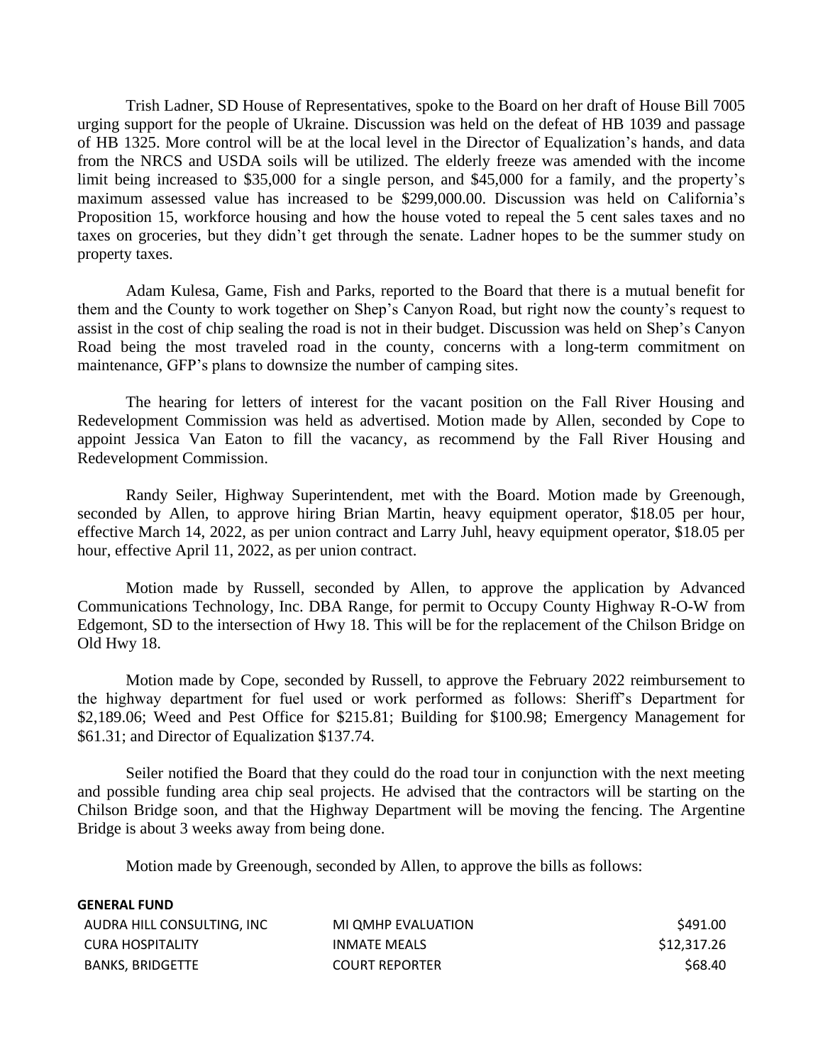Trish Ladner, SD House of Representatives, spoke to the Board on her draft of House Bill 7005 urging support for the people of Ukraine. Discussion was held on the defeat of HB 1039 and passage of HB 1325. More control will be at the local level in the Director of Equalization's hands, and data from the NRCS and USDA soils will be utilized. The elderly freeze was amended with the income limit being increased to $35,000 for a single person, and $45,000 for a family, and the property's maximum assessed value has increased to be $299,000.00. Discussion was held on California's Proposition 15, workforce housing and how the house voted to repeal the 5 cent sales taxes and no taxes on groceries, but they didn't get through the senate. Ladner hopes to be the summer study on property taxes.

Adam Kulesa, Game, Fish and Parks, reported to the Board that there is a mutual benefit for them and the County to work together on Shep's Canyon Road, but right now the county's request to assist in the cost of chip sealing the road is not in their budget. Discussion was held on Shep's Canyon Road being the most traveled road in the county, concerns with a long-term commitment on maintenance, GFP's plans to downsize the number of camping sites.

The hearing for letters of interest for the vacant position on the Fall River Housing and Redevelopment Commission was held as advertised. Motion made by Allen, seconded by Cope to appoint Jessica Van Eaton to fill the vacancy, as recommend by the Fall River Housing and Redevelopment Commission.

Randy Seiler, Highway Superintendent, met with the Board. Motion made by Greenough, seconded by Allen, to approve hiring Brian Martin, heavy equipment operator, $18.05 per hour, effective March 14, 2022, as per union contract and Larry Juhl, heavy equipment operator, $18.05 per hour, effective April 11, 2022, as per union contract.

Motion made by Russell, seconded by Allen, to approve the application by Advanced Communications Technology, Inc. DBA Range, for permit to Occupy County Highway R-O-W from Edgemont, SD to the intersection of Hwy 18. This will be for the replacement of the Chilson Bridge on Old Hwy 18.

Motion made by Cope, seconded by Russell, to approve the February 2022 reimbursement to the highway department for fuel used or work performed as follows: Sheriff's Department for $2,189.06; Weed and Pest Office for $215.81; Building for $100.98; Emergency Management for $61.31; and Director of Equalization $137.74.

Seiler notified the Board that they could do the road tour in conjunction with the next meeting and possible funding area chip seal projects. He advised that the contractors will be starting on the Chilson Bridge soon, and that the Highway Department will be moving the fencing. The Argentine Bridge is about 3 weeks away from being done.

Motion made by Greenough, seconded by Allen, to approve the bills as follows:

**GENERAL FUND**

| | | |
|---|---|---|
| AUDRA HILL CONSULTING, INC | MI QMHP EVALUATION | $491.00 |
| CURA HOSPITALITY | INMATE MEALS | $12,317.26 |
| BANKS, BRIDGETTE | COURT REPORTER | $68.40 |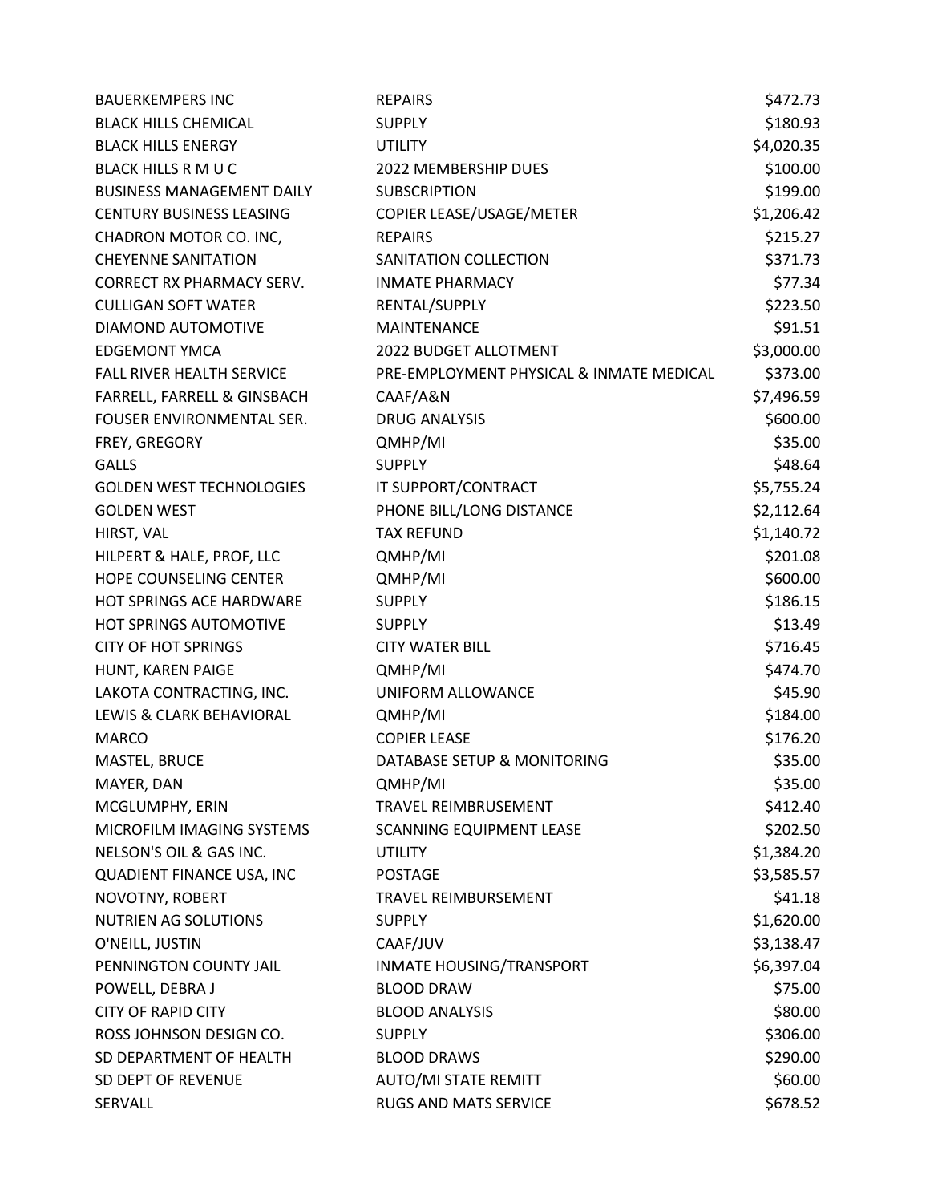| | | |
|---|---|---|
| BAUERKEMPERS INC | REPAIRS | $472.73 |
| BLACK HILLS CHEMICAL | SUPPLY | $180.93 |
| BLACK HILLS ENERGY | UTILITY | $4,020.35 |
| BLACK HILLS R M U C | 2022 MEMBERSHIP DUES | $100.00 |
| BUSINESS MANAGEMENT DAILY | SUBSCRIPTION | $199.00 |
| CENTURY BUSINESS LEASING | COPIER LEASE/USAGE/METER | $1,206.42 |
| CHADRON MOTOR CO. INC, | REPAIRS | $215.27 |
| CHEYENNE SANITATION | SANITATION COLLECTION | $371.73 |
| CORRECT RX PHARMACY SERV. | INMATE PHARMACY | $77.34 |
| CULLIGAN SOFT WATER | RENTAL/SUPPLY | $223.50 |
| DIAMOND AUTOMOTIVE | MAINTENANCE | $91.51 |
| EDGEMONT YMCA | 2022 BUDGET ALLOTMENT | $3,000.00 |
| FALL RIVER HEALTH SERVICE | PRE-EMPLOYMENT PHYSICAL & INMATE MEDICAL | $373.00 |
| FARRELL, FARRELL & GINSBACH | CAAF/A&N | $7,496.59 |
| FOUSER ENVIRONMENTAL SER. | DRUG ANALYSIS | $600.00 |
| FREY, GREGORY | QMHP/MI | $35.00 |
| GALLS | SUPPLY | $48.64 |
| GOLDEN WEST TECHNOLOGIES | IT SUPPORT/CONTRACT | $5,755.24 |
| GOLDEN WEST | PHONE BILL/LONG DISTANCE | $2,112.64 |
| HIRST, VAL | TAX REFUND | $1,140.72 |
| HILPERT & HALE, PROF, LLC | QMHP/MI | $201.08 |
| HOPE COUNSELING CENTER | QMHP/MI | $600.00 |
| HOT SPRINGS ACE HARDWARE | SUPPLY | $186.15 |
| HOT SPRINGS AUTOMOTIVE | SUPPLY | $13.49 |
| CITY OF HOT SPRINGS | CITY WATER BILL | $716.45 |
| HUNT, KAREN PAIGE | QMHP/MI | $474.70 |
| LAKOTA CONTRACTING, INC. | UNIFORM ALLOWANCE | $45.90 |
| LEWIS & CLARK BEHAVIORAL | QMHP/MI | $184.00 |
| MARCO | COPIER LEASE | $176.20 |
| MASTEL, BRUCE | DATABASE SETUP & MONITORING | $35.00 |
| MAYER, DAN | QMHP/MI | $35.00 |
| MCGLUMPHY, ERIN | TRAVEL REIMBRUSEMENT | $412.40 |
| MICROFILM IMAGING SYSTEMS | SCANNING EQUIPMENT LEASE | $202.50 |
| NELSON'S OIL & GAS INC. | UTILITY | $1,384.20 |
| QUADIENT FINANCE USA, INC | POSTAGE | $3,585.57 |
| NOVOTNY, ROBERT | TRAVEL REIMBURSEMENT | $41.18 |
| NUTRIEN AG SOLUTIONS | SUPPLY | $1,620.00 |
| O'NEILL, JUSTIN | CAAF/JUV | $3,138.47 |
| PENNINGTON COUNTY JAIL | INMATE HOUSING/TRANSPORT | $6,397.04 |
| POWELL, DEBRA J | BLOOD DRAW | $75.00 |
| CITY OF RAPID CITY | BLOOD ANALYSIS | $80.00 |
| ROSS JOHNSON DESIGN CO. | SUPPLY | $306.00 |
| SD DEPARTMENT OF HEALTH | BLOOD DRAWS | $290.00 |
| SD DEPT OF REVENUE | AUTO/MI STATE REMITT | $60.00 |
| SERVALL | RUGS AND MATS SERVICE | $678.52 |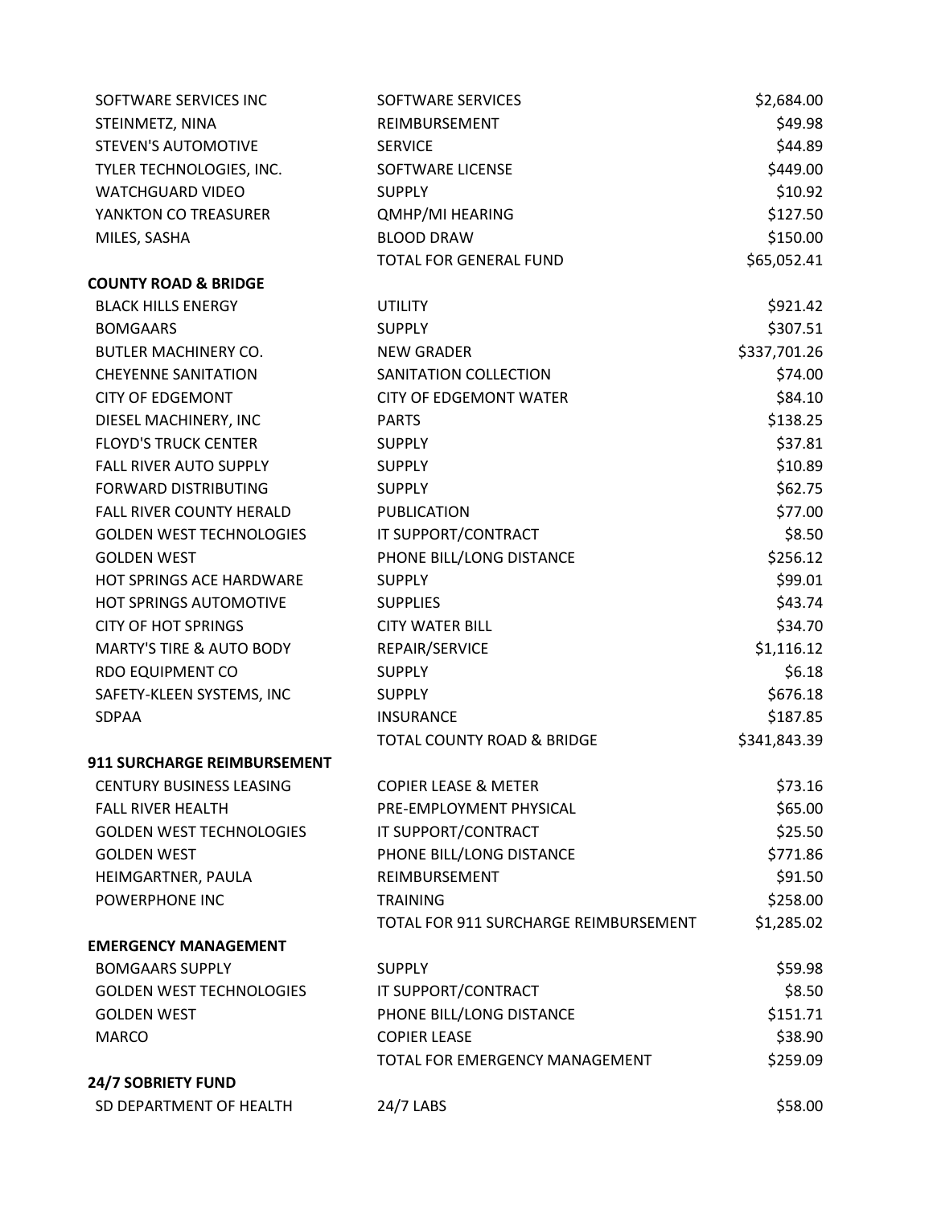| | | |
|---|---|---|
| SOFTWARE SERVICES INC | SOFTWARE SERVICES | $2,684.00 |
| STEINMETZ, NINA | REIMBURSEMENT | $49.98 |
| STEVEN'S AUTOMOTIVE | SERVICE | $44.89 |
| TYLER TECHNOLOGIES, INC. | SOFTWARE LICENSE | $449.00 |
| WATCHGUARD VIDEO | SUPPLY | $10.92 |
| YANKTON CO TREASURER | QMHP/MI HEARING | $127.50 |
| MILES, SASHA | BLOOD DRAW | $150.00 |
| | TOTAL FOR GENERAL FUND | $65,052.41 |
| **COUNTY ROAD & BRIDGE** | | |
| BLACK HILLS ENERGY | UTILITY | $921.42 |
| BOMGAARS | SUPPLY | $307.51 |
| BUTLER MACHINERY CO. | NEW GRADER | $337,701.26 |
| CHEYENNE SANITATION | SANITATION COLLECTION | $74.00 |
| CITY OF EDGEMONT | CITY OF EDGEMONT WATER | $84.10 |
| DIESEL MACHINERY, INC | PARTS | $138.25 |
| FLOYD'S TRUCK CENTER | SUPPLY | $37.81 |
| FALL RIVER AUTO SUPPLY | SUPPLY | $10.89 |
| FORWARD DISTRIBUTING | SUPPLY | $62.75 |
| FALL RIVER COUNTY HERALD | PUBLICATION | $77.00 |
| GOLDEN WEST TECHNOLOGIES | IT SUPPORT/CONTRACT | $8.50 |
| GOLDEN WEST | PHONE BILL/LONG DISTANCE | $256.12 |
| HOT SPRINGS ACE HARDWARE | SUPPLY | $99.01 |
| HOT SPRINGS AUTOMOTIVE | SUPPLIES | $43.74 |
| CITY OF HOT SPRINGS | CITY WATER BILL | $34.70 |
| MARTY'S TIRE & AUTO BODY | REPAIR/SERVICE | $1,116.12 |
| RDO EQUIPMENT CO | SUPPLY | $6.18 |
| SAFETY-KLEEN SYSTEMS, INC | SUPPLY | $676.18 |
| SDPAA | INSURANCE | $187.85 |
| | TOTAL COUNTY ROAD & BRIDGE | $341,843.39 |
| **911 SURCHARGE REIMBURSEMENT** | | |
| CENTURY BUSINESS LEASING | COPIER LEASE & METER | $73.16 |
| FALL RIVER HEALTH | PRE-EMPLOYMENT PHYSICAL | $65.00 |
| GOLDEN WEST TECHNOLOGIES | IT SUPPORT/CONTRACT | $25.50 |
| GOLDEN WEST | PHONE BILL/LONG DISTANCE | $771.86 |
| HEIMGARTNER, PAULA | REIMBURSEMENT | $91.50 |
| POWERPHONE INC | TRAINING | $258.00 |
| | TOTAL FOR 911 SURCHARGE REIMBURSEMENT | $1,285.02 |
| **EMERGENCY MANAGEMENT** | | |
| BOMGAARS SUPPLY | SUPPLY | $59.98 |
| GOLDEN WEST TECHNOLOGIES | IT SUPPORT/CONTRACT | $8.50 |
| GOLDEN WEST | PHONE BILL/LONG DISTANCE | $151.71 |
| MARCO | COPIER LEASE | $38.90 |
| | TOTAL FOR EMERGENCY MANAGEMENT | $259.09 |
| **24/7 SOBRIETY FUND** | | |
| SD DEPARTMENT OF HEALTH | 24/7 LABS | $58.00 |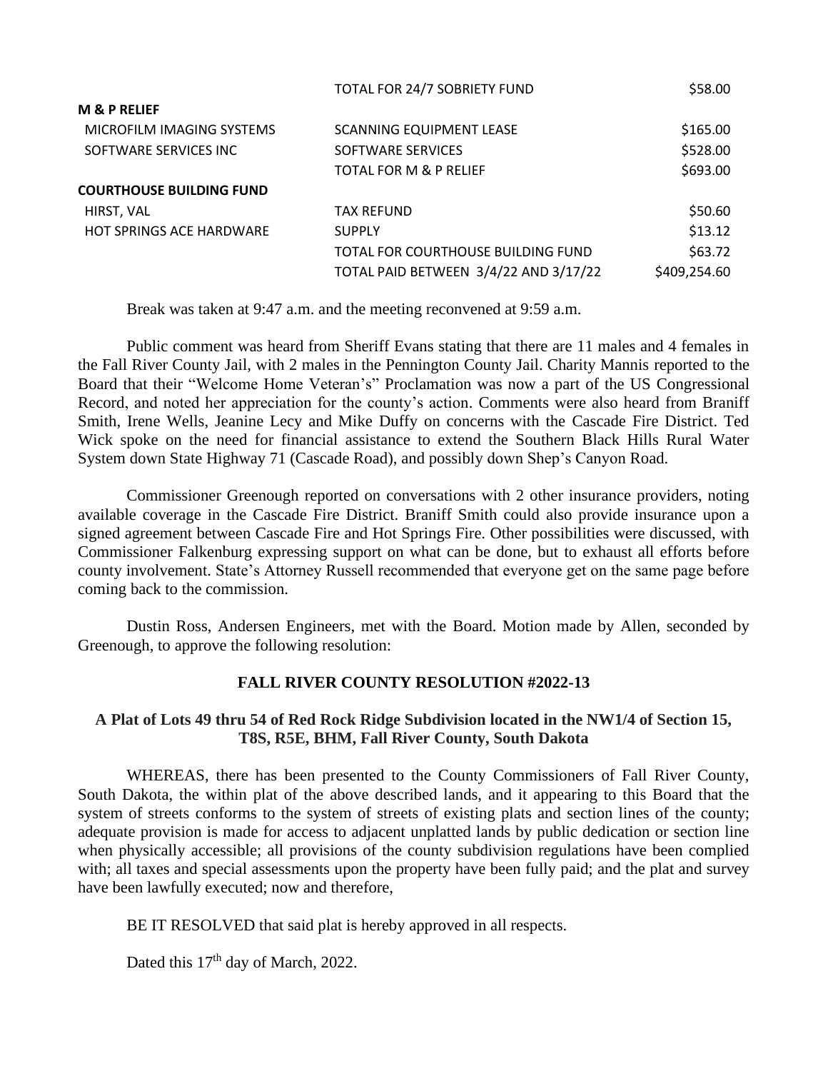| | | |
|---|---|---|
| | TOTAL FOR 24/7 SOBRIETY FUND | $58.00 |
| **M & P RELIEF** | | |
| MICROFILM IMAGING SYSTEMS | SCANNING EQUIPMENT LEASE | $165.00 |
| SOFTWARE SERVICES INC | SOFTWARE SERVICES | $528.00 |
| | TOTAL FOR M & P RELIEF | $693.00 |
| **COURTHOUSE BUILDING FUND** | | |
| HIRST, VAL | TAX REFUND | $50.60 |
| HOT SPRINGS ACE HARDWARE | SUPPLY | $13.12 |
| | TOTAL FOR COURTHOUSE BUILDING FUND | $63.72 |
| | TOTAL PAID BETWEEN 3/4/22 AND 3/17/22 | $409,254.60 |

Break was taken at 9:47 a.m. and the meeting reconvened at 9:59 a.m.

Public comment was heard from Sheriff Evans stating that there are 11 males and 4 females in the Fall River County Jail, with 2 males in the Pennington County Jail. Charity Mannis reported to the Board that their "Welcome Home Veteran's" Proclamation was now a part of the US Congressional Record, and noted her appreciation for the county's action. Comments were also heard from Braniff Smith, Irene Wells, Jeanine Lecy and Mike Duffy on concerns with the Cascade Fire District. Ted Wick spoke on the need for financial assistance to extend the Southern Black Hills Rural Water System down State Highway 71 (Cascade Road), and possibly down Shep's Canyon Road.

Commissioner Greenough reported on conversations with 2 other insurance providers, noting available coverage in the Cascade Fire District. Braniff Smith could also provide insurance upon a signed agreement between Cascade Fire and Hot Springs Fire. Other possibilities were discussed, with Commissioner Falkenburg expressing support on what can be done, but to exhaust all efforts before county involvement. State's Attorney Russell recommended that everyone get on the same page before coming back to the commission.

Dustin Ross, Andersen Engineers, met with the Board. Motion made by Allen, seconded by Greenough, to approve the following resolution:

**FALL RIVER COUNTY RESOLUTION #2022-13**

**A Plat of Lots 49 thru 54 of Red Rock Ridge Subdivision located in the NW1/4 of Section 15, T8S, R5E, BHM, Fall River County, South Dakota**

WHEREAS, there has been presented to the County Commissioners of Fall River County, South Dakota, the within plat of the above described lands, and it appearing to this Board that the system of streets conforms to the system of streets of existing plats and section lines of the county; adequate provision is made for access to adjacent unplatted lands by public dedication or section line when physically accessible; all provisions of the county subdivision regulations have been complied with; all taxes and special assessments upon the property have been fully paid; and the plat and survey have been lawfully executed; now and therefore,

BE IT RESOLVED that said plat is hereby approved in all respects.

Dated this 17th day of March, 2022.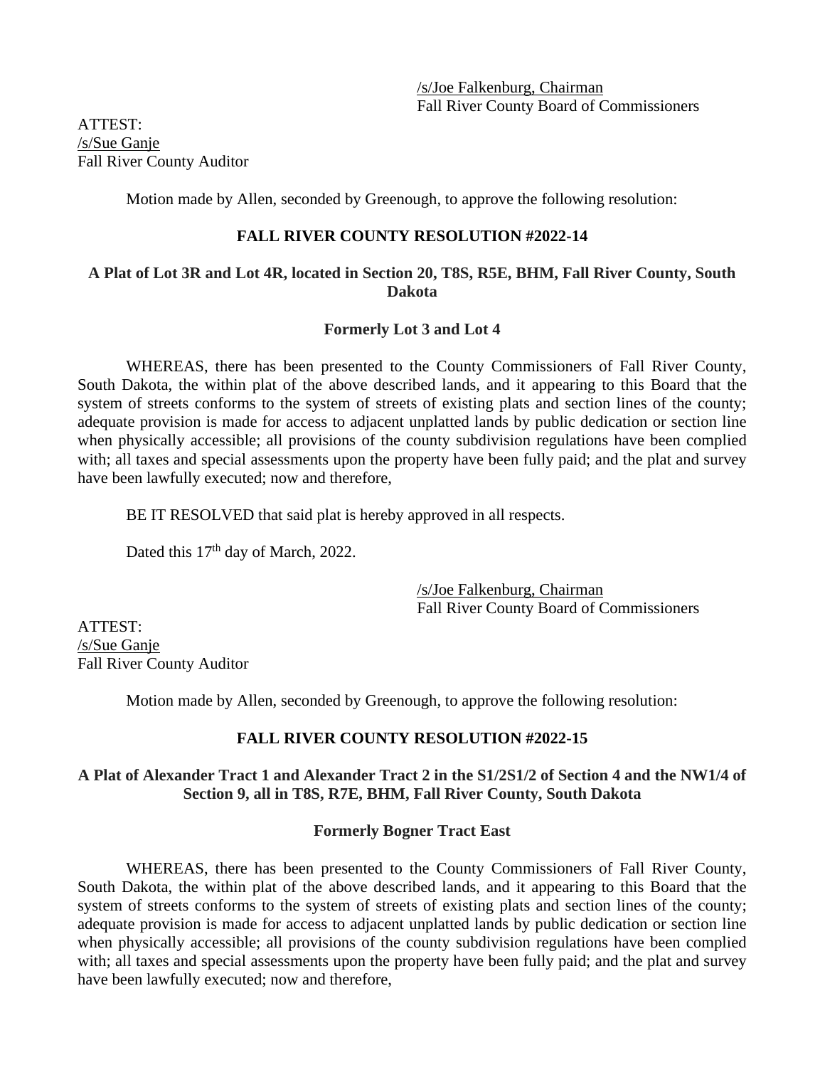/s/Joe Falkenburg, Chairman
Fall River County Board of Commissioners

ATTEST:
/s/Sue Ganje
Fall River County Auditor

Motion made by Allen, seconded by Greenough, to approve the following resolution:

**FALL RIVER COUNTY RESOLUTION #2022-14**

**A Plat of Lot 3R and Lot 4R, located in Section 20, T8S, R5E, BHM, Fall River County, South Dakota**

**Formerly Lot 3 and Lot 4**

WHEREAS, there has been presented to the County Commissioners of Fall River County, South Dakota, the within plat of the above described lands, and it appearing to this Board that the system of streets conforms to the system of streets of existing plats and section lines of the county; adequate provision is made for access to adjacent unplatted lands by public dedication or section line when physically accessible; all provisions of the county subdivision regulations have been complied with; all taxes and special assessments upon the property have been fully paid; and the plat and survey have been lawfully executed; now and therefore,

BE IT RESOLVED that said plat is hereby approved in all respects.

Dated this 17th day of March, 2022.

/s/Joe Falkenburg, Chairman
Fall River County Board of Commissioners

ATTEST:
/s/Sue Ganje
Fall River County Auditor

Motion made by Allen, seconded by Greenough, to approve the following resolution:

**FALL RIVER COUNTY RESOLUTION #2022-15**

**A Plat of Alexander Tract 1 and Alexander Tract 2 in the S1/2S1/2 of Section 4 and the NW1/4 of Section 9, all in T8S, R7E, BHM, Fall River County, South Dakota**

**Formerly Bogner Tract East**

WHEREAS, there has been presented to the County Commissioners of Fall River County, South Dakota, the within plat of the above described lands, and it appearing to this Board that the system of streets conforms to the system of streets of existing plats and section lines of the county; adequate provision is made for access to adjacent unplatted lands by public dedication or section line when physically accessible; all provisions of the county subdivision regulations have been complied with; all taxes and special assessments upon the property have been fully paid; and the plat and survey have been lawfully executed; now and therefore,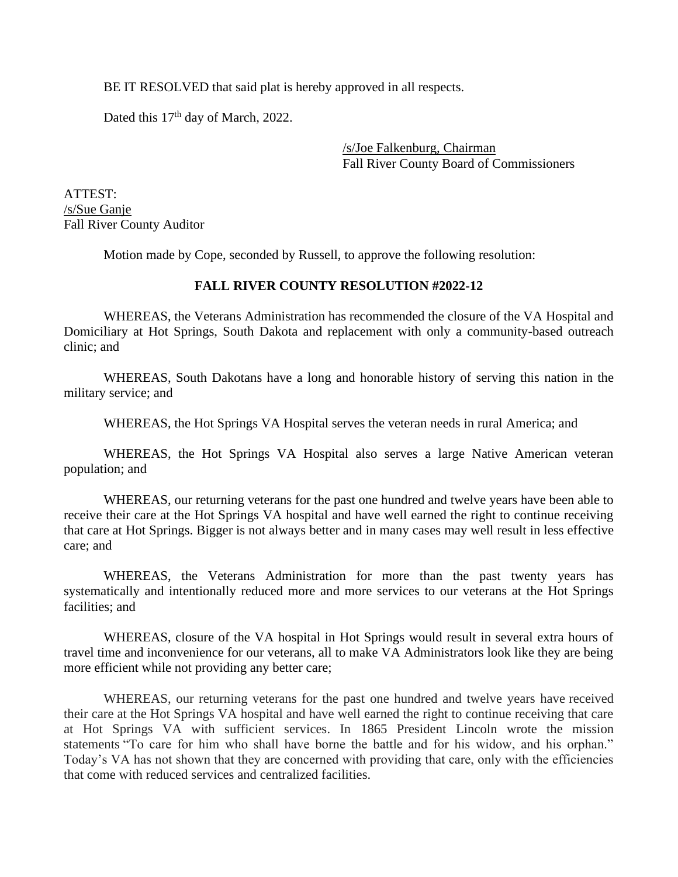BE IT RESOLVED that said plat is hereby approved in all respects.

Dated this 17th day of March, 2022.

/s/Joe Falkenburg, Chairman
Fall River County Board of Commissioners

ATTEST:
/s/Sue Ganje
Fall River County Auditor

Motion made by Cope, seconded by Russell, to approve the following resolution:

**FALL RIVER COUNTY RESOLUTION #2022-12**

WHEREAS, the Veterans Administration has recommended the closure of the VA Hospital and Domiciliary at Hot Springs, South Dakota and replacement with only a community-based outreach clinic; and

WHEREAS, South Dakotans have a long and honorable history of serving this nation in the military service; and

WHEREAS, the Hot Springs VA Hospital serves the veteran needs in rural America; and

WHEREAS, the Hot Springs VA Hospital also serves a large Native American veteran population; and

WHEREAS, our returning veterans for the past one hundred and twelve years have been able to receive their care at the Hot Springs VA hospital and have well earned the right to continue receiving that care at Hot Springs. Bigger is not always better and in many cases may well result in less effective care; and

WHEREAS, the Veterans Administration for more than the past twenty years has systematically and intentionally reduced more and more services to our veterans at the Hot Springs facilities; and

WHEREAS, closure of the VA hospital in Hot Springs would result in several extra hours of travel time and inconvenience for our veterans, all to make VA Administrators look like they are being more efficient while not providing any better care;

WHEREAS, our returning veterans for the past one hundred and twelve years have received their care at the Hot Springs VA hospital and have well earned the right to continue receiving that care at Hot Springs VA with sufficient services. In 1865 President Lincoln wrote the mission statements "To care for him who shall have borne the battle and for his widow, and his orphan." Today's VA has not shown that they are concerned with providing that care, only with the efficiencies that come with reduced services and centralized facilities.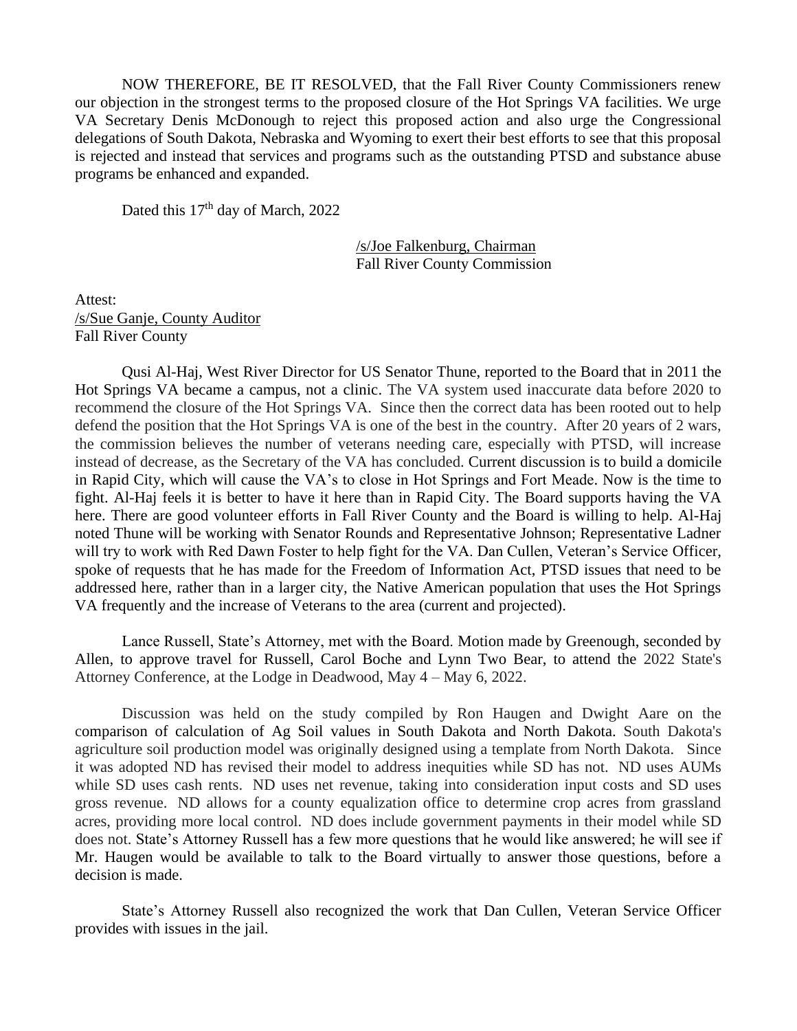NOW THEREFORE, BE IT RESOLVED, that the Fall River County Commissioners renew our objection in the strongest terms to the proposed closure of the Hot Springs VA facilities. We urge VA Secretary Denis McDonough to reject this proposed action and also urge the Congressional delegations of South Dakota, Nebraska and Wyoming to exert their best efforts to see that this proposal is rejected and instead that services and programs such as the outstanding PTSD and substance abuse programs be enhanced and expanded.

Dated this 17th day of March, 2022

/s/Joe Falkenburg, Chairman
Fall River County Commission

Attest:
/s/Sue Ganje, County Auditor
Fall River County

Qusi Al-Haj, West River Director for US Senator Thune, reported to the Board that in 2011 the Hot Springs VA became a campus, not a clinic. The VA system used inaccurate data before 2020 to recommend the closure of the Hot Springs VA. Since then the correct data has been rooted out to help defend the position that the Hot Springs VA is one of the best in the country. After 20 years of 2 wars, the commission believes the number of veterans needing care, especially with PTSD, will increase instead of decrease, as the Secretary of the VA has concluded. Current discussion is to build a domicile in Rapid City, which will cause the VA's to close in Hot Springs and Fort Meade. Now is the time to fight. Al-Haj feels it is better to have it here than in Rapid City. The Board supports having the VA here. There are good volunteer efforts in Fall River County and the Board is willing to help. Al-Haj noted Thune will be working with Senator Rounds and Representative Johnson; Representative Ladner will try to work with Red Dawn Foster to help fight for the VA. Dan Cullen, Veteran's Service Officer, spoke of requests that he has made for the Freedom of Information Act, PTSD issues that need to be addressed here, rather than in a larger city, the Native American population that uses the Hot Springs VA frequently and the increase of Veterans to the area (current and projected).

Lance Russell, State's Attorney, met with the Board. Motion made by Greenough, seconded by Allen, to approve travel for Russell, Carol Boche and Lynn Two Bear, to attend the 2022 State's Attorney Conference, at the Lodge in Deadwood, May 4 – May 6, 2022.

Discussion was held on the study compiled by Ron Haugen and Dwight Aare on the comparison of calculation of Ag Soil values in South Dakota and North Dakota. South Dakota's agriculture soil production model was originally designed using a template from North Dakota. Since it was adopted ND has revised their model to address inequities while SD has not. ND uses AUMs while SD uses cash rents. ND uses net revenue, taking into consideration input costs and SD uses gross revenue. ND allows for a county equalization office to determine crop acres from grassland acres, providing more local control. ND does include government payments in their model while SD does not. State's Attorney Russell has a few more questions that he would like answered; he will see if Mr. Haugen would be available to talk to the Board virtually to answer those questions, before a decision is made.

State's Attorney Russell also recognized the work that Dan Cullen, Veteran Service Officer provides with issues in the jail.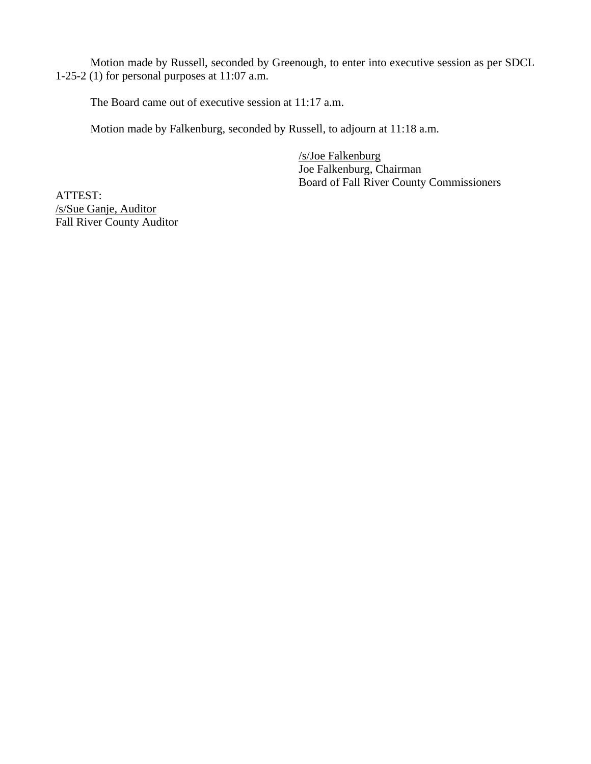Motion made by Russell, seconded by Greenough, to enter into executive session as per SDCL 1-25-2 (1) for personal purposes at 11:07 a.m.

The Board came out of executive session at 11:17 a.m.

Motion made by Falkenburg, seconded by Russell, to adjourn at 11:18 a.m.

/s/Joe Falkenburg  
Joe Falkenburg, Chairman  
Board of Fall River County Commissioners

ATTEST:  
/s/Sue Ganje, Auditor  
Fall River County Auditor